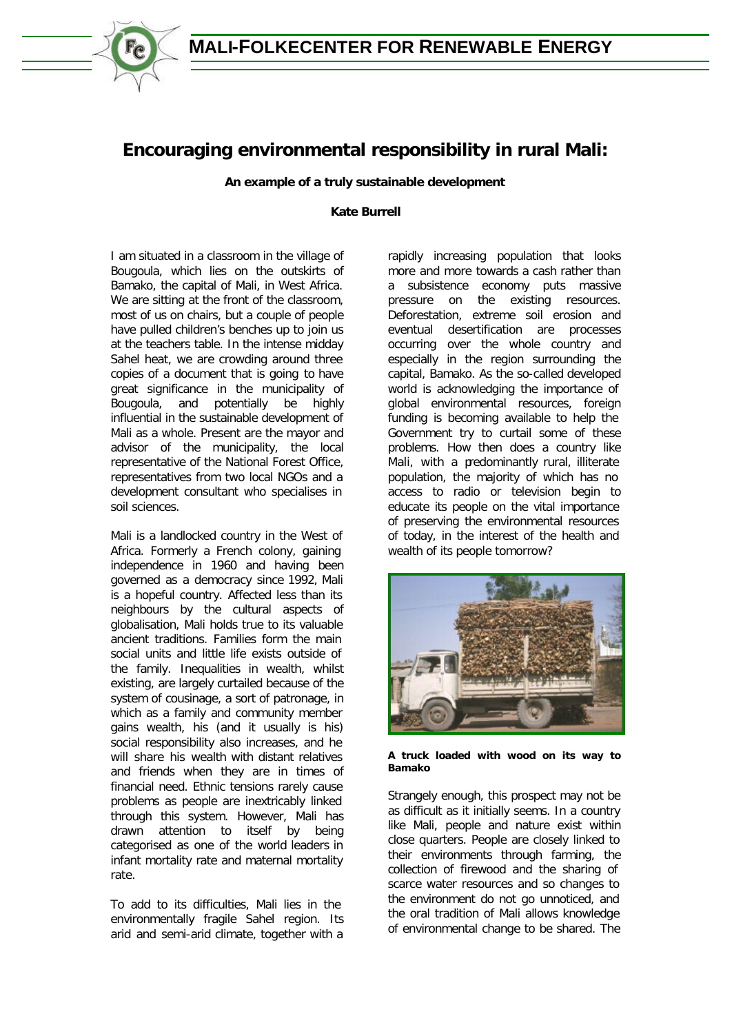# Encouraging environmental responsibility in rural Mali:

**An example of a truly sustainable development**

**Kate Burrell**

I am situated in a classroom in the village of Bougoula, which lies on the outskirts of Bamako, the capital of Mali, in West Africa. We are sitting at the front of the classroom, most of us on chairs, but a couple of people have pulled children's benches up to join us at the teachers table. In the intense midday Sahel heat, we are crowding around three copies of a document that is going to have great significance in the municipality of Bougoula, and potentially be highly influential in the sustainable development of Mali as a whole. Present are the mayor and advisor of the municipality, the local representative of the National Forest Office, representatives from two local NGOs and a development consultant who specialises in soil sciences.

Mali is a landlocked country in the West of Africa. Formerly a French colony, gaining independence in 1960 and having been governed as a democracy since 1992, Mali is a hopeful country. Affected less than its neighbours by the cultural aspects of globalisation, Mali holds true to its valuable ancient traditions. Families form the main social units and little life exists outside of the family. Inequalities in wealth, whilst existing, are largely curtailed because of the system of cousinage, a sort of patronage, in which as a family and community member gains wealth, his (and it usually is his) social responsibility also increases, and he will share his wealth with distant relatives and friends when they are in times of financial need. Ethnic tensions rarely cause problems as people are inextricably linked through this system. However, Mali has drawn attention to itself by being categorised as one of the world leaders in infant mortality rate and maternal mortality rate.

To add to its difficulties, Mali lies in the environmentally fragile Sahel region. Its arid and semi-arid climate, together with a rapidly increasing population that looks more and more towards a cash rather than a subsistence economy puts massive pressure on the existing resources. Deforestation, extreme soil erosion and eventual desertification are processes occurring over the whole country and especially in the region surrounding the capital, Bamako. As the so-called developed world is acknowledging the importance of global environmental resources, foreign funding is becoming available to help the Government try to curtail some of these problems. How then does a country like Mali, with a predominantly rural, illiterate population, the majority of which has no access to radio or television begin to educate its people on the vital importance of preserving the environmental resources of today, in the interest of the health and wealth of its people tomorrow?

**A truck loaded with wood on its way to Bamako**

Strangely enough, this prospect may not be as difficult as it initially seems. In a country like Mali, people and nature exist within close quarters. People are closely linked to their environments through farming, the collection of firewood and the sharing of scarce water resources and so changes to the environment do not go unnoticed, and the oral tradition of Mali allows knowledge of environmental change to be shared. The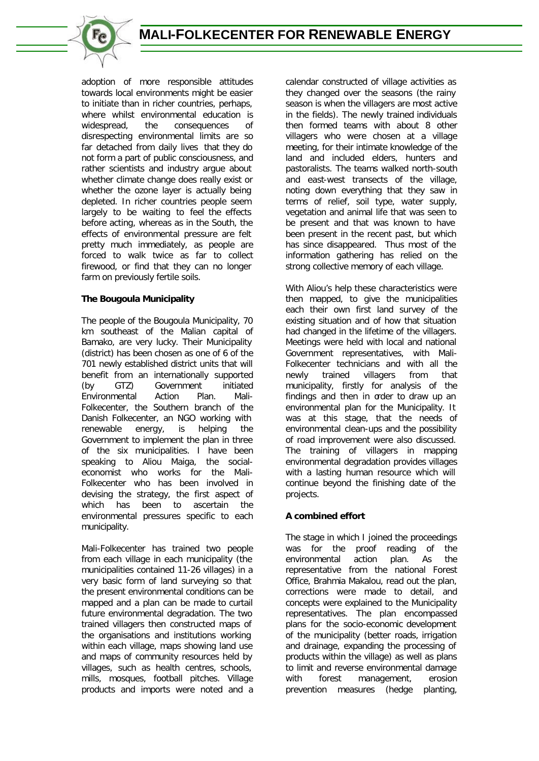adoption of more responsible attitudes towards local environments might be easier to initiate than in richer countries, perhaps, where whilst environmental education is widespread, the consequences of disrespecting environmental limits are so far detached from daily lives that they do not form a part of public consciousness, and rather scientists and industry argue about whether climate change does really exist or whether the ozone layer is actually being depleted. In richer countries people seem largely to be waiting to feel the effects before acting, whereas as in the South, the effects of environmental pressure are felt pretty much immediately, as people are forced to walk twice as far to collect firewood, or find that they can no longer farm on previously fertile soils.

**The Bougoula Municipality**

The people of the Bougoula Municipality, 70 km southeast of the Malian capital of Bamako, are very lucky. Their Municipality (district) has been chosen as one of 6 of the 701 newly established district units that will benefit from an internationally supported (by GTZ) Government initiated Environmental Action Plan. Mali-Folkecenter, the Southern branch of the Danish Folkecenter, an NGO working with renewable energy, is helping the Government to implement the plan in three of the six municipalities. I have been speaking to Aliou Maiga, the social-economist who works for the Mali-Folkecenter who has been involved in devising the strategy, the first aspect of which has been to ascertain the environmental pressures specific to each municipality.

Mali-Folkecenter has trained two people from each village in each municipality (the municipalities contained 11-26 villages) in a very basic form of land surveying so that the present environmental conditions can be mapped and a plan can be made to curtail future environmental degradation. The two trained villagers then constructed maps of the organisations and institutions working within each village, maps showing land use and maps of community resources held by villages, such as health centres, schools, mills, mosques, football pitches. Village products and imports were noted and a calendar constructed of village activities as they changed over the seasons (the rainy season is when the villagers are most active in the fields). The newly trained individuals then formed teams with about 8 other villagers who were chosen at a village meeting, for their intimate knowledge of the land and included elders, hunters and pastoralists. The teams walked north-south and east-west transects of the village, noting down everything that they saw in terms of relief, soil type, water supply, vegetation and animal life that was seen to be present and that was known to have been present in the recent past, but which has since disappeared. Thus most of the information gathering has relied on the strong collective memory of each village.

With Aliou's help these characteristics were then mapped, to give the municipalities each their own first land survey of the existing situation and of how that situation had changed in the lifetime of the villagers. Meetings were held with local and national Government representatives, with Mali-Folkecenter technicians and with all the newly trained villagers from that municipality, firstly for analysis of the findings and then in order to draw up an environmental plan for the Municipality. It was at this stage, that the needs of environmental clean-ups and the possibility of road improvement were also discussed. The training of villagers in mapping environmental degradation provides villages with a lasting human resource which will continue beyond the finishing date of the projects.

**A combined effort**

The stage in which I joined the proceedings was for the proof reading of the environmental action plan. As the representative from the national Forest Office, Brahmia Makalou, read out the plan, corrections were made to detail, and concepts were explained to the Municipality representatives. The plan encompassed plans for the socio-economic development of the municipality (better roads, irrigation and drainage, expanding the processing of products within the village) as well as plans to limit and reverse environmental damage with forest management, erosion prevention measures (hedge planting,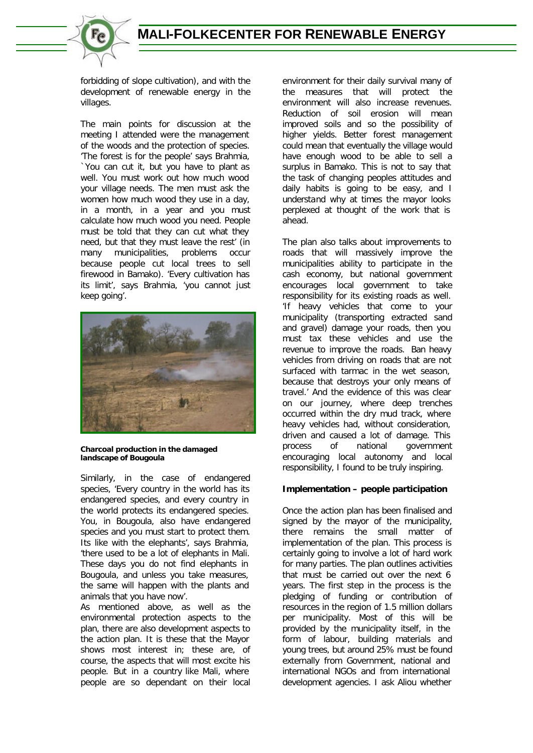forbidding of slope cultivation), and with the development of renewable energy in the villages.

The main points for discussion at the meeting I attended were the management of the woods and the protection of species. 'The forest is for the people' says Brahmia, `You can cut it, but you have to plant as well. You must work out how much wood your village needs. The men must ask the women how much wood they use in a day, in a month, in a year and you must calculate how much wood you need. People must be told that they can cut what they need, but that they must leave the rest' (in many municipalities, problems occur because people cut local trees to sell firewood in Bamako). 'Every cultivation has its limit', says Brahmia, 'you cannot just keep going'.

**Charcoal production in the damaged landscape of Bougoula**

Similarly, in the case of endangered species, 'Every country in the world has its endangered species, and every country in the world protects its endangered species. You, in Bougoula, also have endangered species and you must start to protect them. Its like with the elephants', says Brahmia, 'there used to be a lot of elephants in Mali. These days you do not find elephants in Bougoula, and unless you take measures, the same will happen with the plants and animals that you have now'.

As mentioned above, as well as the environmental protection aspects to the plan, there are also development aspects to the action plan. It is these that the Mayor shows most interest in; these are, of course, the aspects that will most excite his people. But in a country like Mali, where people are so dependant on their local environment for their daily survival many of the measures that will protect the environment will also increase revenues. Reduction of soil erosion will mean improved soils and so the possibility of higher yields. Better forest management could mean that eventually the village would have enough wood to be able to sell a surplus in Bamako. This is not to say that the task of changing peoples attitudes and daily habits is going to be easy, and I understand why at times the mayor looks perplexed at thought of the work that is ahead.

The plan also talks about improvements to roads that will massively improve the municipalities ability to participate in the cash economy, but national government encourages local government to take responsibility for its existing roads as well. 'If heavy vehicles that come to your municipality (transporting extracted sand and gravel) damage your roads, then you must tax these vehicles and use the revenue to improve the roads. Ban heavy vehicles from driving on roads that are not surfaced with tarmac in the wet season, because that destroys your only means of travel.' And the evidence of this was clear on our journey, where deep trenches occurred within the dry mud track, where heavy vehicles had, without consideration, driven and caused a lot of damage. This process of national government encouraging local autonomy and local responsibility, I found to be truly inspiring.

**Implementation – people participation**

Once the action plan has been finalised and signed by the mayor of the municipality, there remains the small matter of implementation of the plan. This process is certainly going to involve a lot of hard work for many parties. The plan outlines activities that must be carried out over the next 6 years. The first step in the process is the pledging of funding or contribution of resources in the region of 1.5 million dollars per municipality. Most of this will be provided by the municipality itself, in the form of labour, building materials and young trees, but around 25% must be found externally from Government, national and international NGOs and from international development agencies. I ask Aliou whether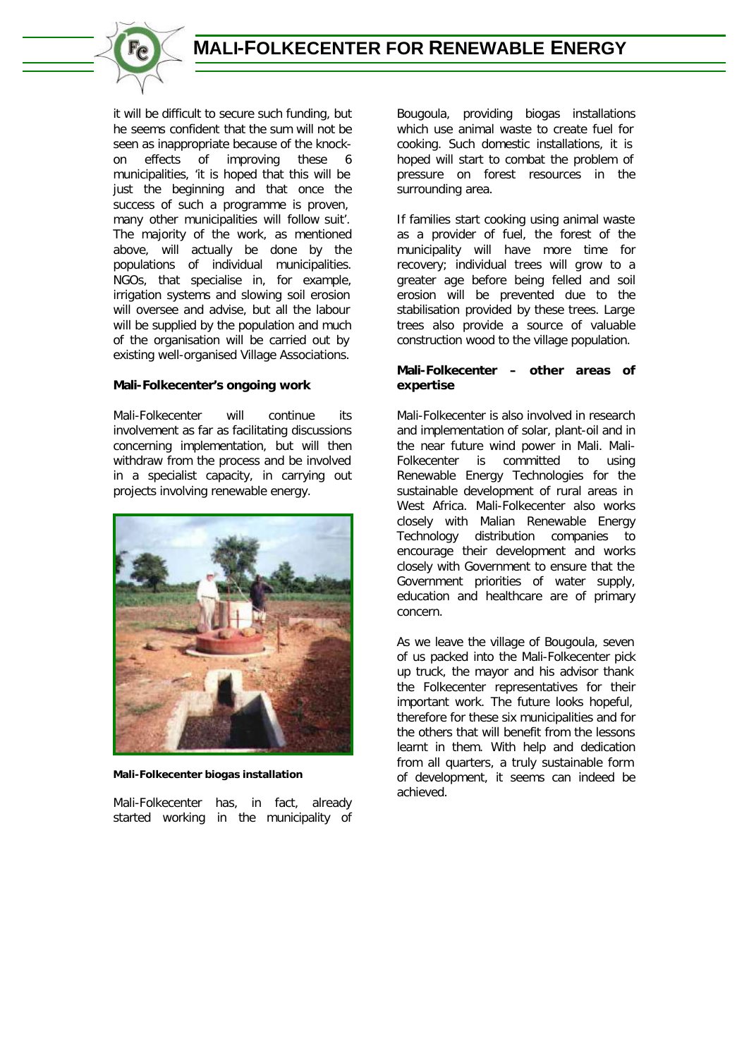it will be difficult to secure such funding, but he seems confident that the sum will not be seen as inappropriate because of the knock-on effects of improving these 6 municipalities, 'it is hoped that this will be just the beginning and that once the success of such a programme is proven, many other municipalities will follow suit'. The majority of the work, as mentioned above, will actually be done by the populations of individual municipalities. NGOs, that specialise in, for example, irrigation systems and slowing soil erosion will oversee and advise, but all the labour will be supplied by the population and much of the organisation will be carried out by existing well-organised Village Associations.

**Mali-Folkecenter's ongoing work**

Mali-Folkecenter will continue its involvement as far as facilitating discussions concerning implementation, but will then withdraw from the process and be involved in a specialist capacity, in carrying out projects involving renewable energy.

**Mali-Folkecenter biogas installation**

Mali-Folkecenter has, in fact, already started working in the municipality of Bougoula, providing biogas installations which use animal waste to create fuel for cooking. Such domestic installations, it is hoped will start to combat the problem of pressure on forest resources in the surrounding area.

If families start cooking using animal waste as a provider of fuel, the forest of the municipality will have more time for recovery; individual trees will grow to a greater age before being felled and soil erosion will be prevented due to the stabilisation provided by these trees. Large trees also provide a source of valuable construction wood to the village population.

**Mali-Folkecenter – other areas of expertise**

Mali-Folkecenter is also involved in research and implementation of solar, plant-oil and in the near future wind power in Mali. Mali-Folkecenter is committed to using Renewable Energy Technologies for the sustainable development of rural areas in West Africa. Mali-Folkecenter also works closely with Malian Renewable Energy Technology distribution companies to encourage their development and works closely with Government to ensure that the Government priorities of water supply, education and healthcare are of primary concern.

As we leave the village of Bougoula, seven of us packed into the Mali-Folkecenter pick up truck, the mayor and his advisor thank the Folkecenter representatives for their important work. The future looks hopeful, therefore for these six municipalities and for the others that will benefit from the lessons learnt in them. With help and dedication from all quarters, a truly sustainable form of development, it seems can indeed be achieved.